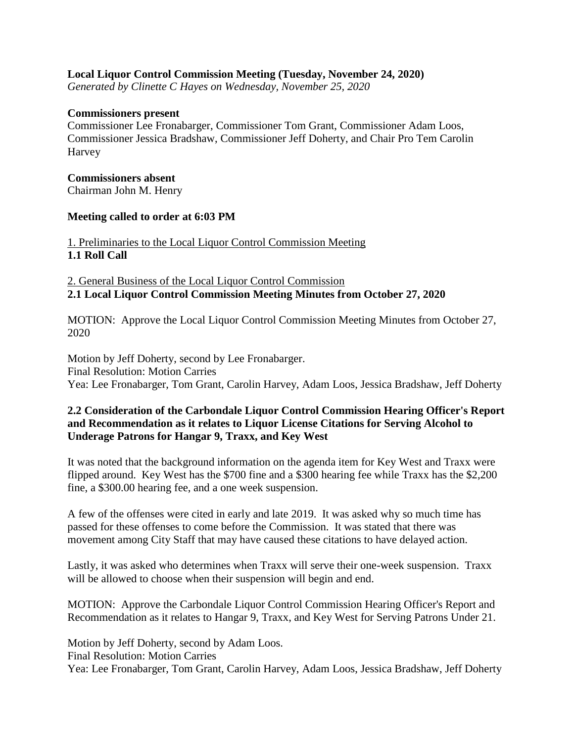**Local Liquor Control Commission Meeting (Tuesday, November 24, 2020)**

*Generated by Clinette C Hayes on Wednesday, November 25, 2020*

**Commissioners present**

Commissioner Lee Fronabarger, Commissioner Tom Grant, Commissioner Adam Loos, Commissioner Jessica Bradshaw, Commissioner Jeff Doherty, and Chair Pro Tem Carolin Harvey

**Commissioners absent**

Chairman John M. Henry

**Meeting called to order at 6:03 PM**

1. Preliminaries to the Local Liquor Control Commission Meeting

**1.1 Roll Call**

2. General Business of the Local Liquor Control Commission

**2.1 Local Liquor Control Commission Meeting Minutes from October 27, 2020**

MOTION: Approve the Local Liquor Control Commission Meeting Minutes from October 27, 2020

Motion by Jeff Doherty, second by Lee Fronabarger.
Final Resolution: Motion Carries
Yea: Lee Fronabarger, Tom Grant, Carolin Harvey, Adam Loos, Jessica Bradshaw, Jeff Doherty

**2.2 Consideration of the Carbondale Liquor Control Commission Hearing Officer's Report and Recommendation as it relates to Liquor License Citations for Serving Alcohol to Underage Patrons for Hangar 9, Traxx, and Key West**

It was noted that the background information on the agenda item for Key West and Traxx were flipped around. Key West has the $700 fine and a $300 hearing fee while Traxx has the $2,200 fine, a $300.00 hearing fee, and a one week suspension.

A few of the offenses were cited in early and late 2019. It was asked why so much time has passed for these offenses to come before the Commission. It was stated that there was movement among City Staff that may have caused these citations to have delayed action.

Lastly, it was asked who determines when Traxx will serve their one-week suspension. Traxx will be allowed to choose when their suspension will begin and end.

MOTION: Approve the Carbondale Liquor Control Commission Hearing Officer's Report and Recommendation as it relates to Hangar 9, Traxx, and Key West for Serving Patrons Under 21.

Motion by Jeff Doherty, second by Adam Loos.
Final Resolution: Motion Carries
Yea: Lee Fronabarger, Tom Grant, Carolin Harvey, Adam Loos, Jessica Bradshaw, Jeff Doherty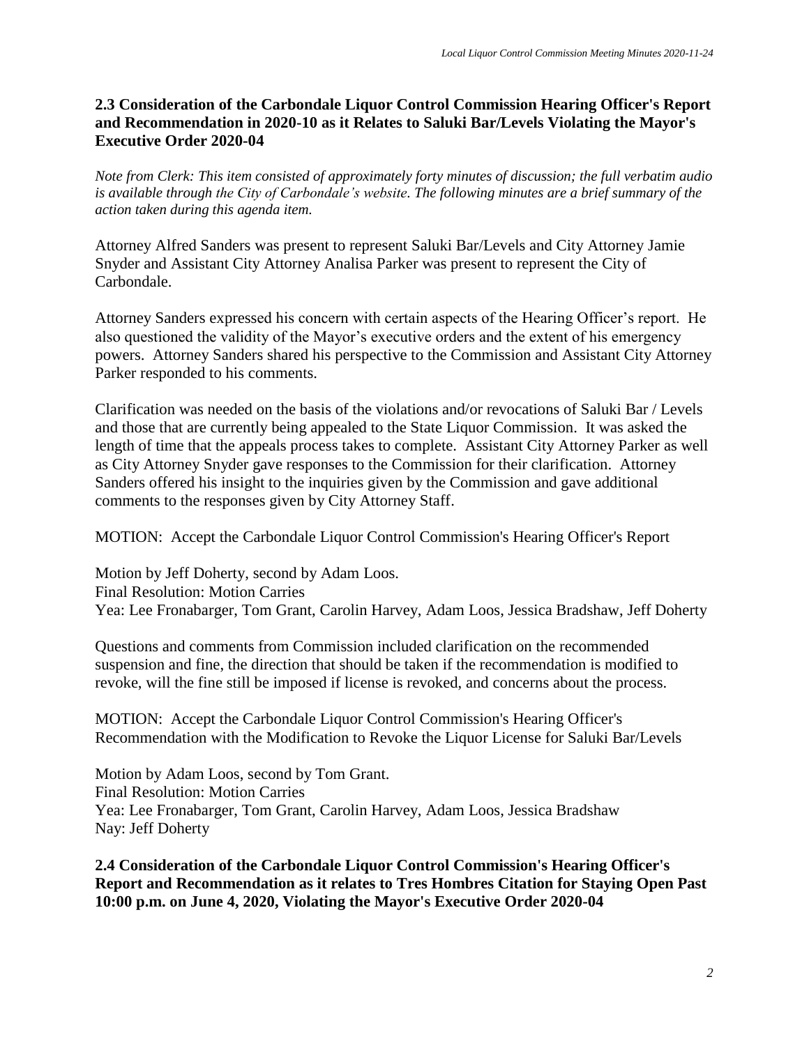### 2.3 Consideration of the Carbondale Liquor Control Commission Hearing Officer's Report and Recommendation in 2020-10 as it Relates to Saluki Bar/Levels Violating the Mayor's Executive Order 2020-04

*Note from Clerk: This item consisted of approximately forty minutes of discussion; the full verbatim audio is available through the City of Carbondale's website. The following minutes are a brief summary of the action taken during this agenda item.*

Attorney Alfred Sanders was present to represent Saluki Bar/Levels and City Attorney Jamie Snyder and Assistant City Attorney Analisa Parker was present to represent the City of Carbondale.

Attorney Sanders expressed his concern with certain aspects of the Hearing Officer's report. He also questioned the validity of the Mayor's executive orders and the extent of his emergency powers. Attorney Sanders shared his perspective to the Commission and Assistant City Attorney Parker responded to his comments.

Clarification was needed on the basis of the violations and/or revocations of Saluki Bar / Levels and those that are currently being appealed to the State Liquor Commission. It was asked the length of time that the appeals process takes to complete. Assistant City Attorney Parker as well as City Attorney Snyder gave responses to the Commission for their clarification. Attorney Sanders offered his insight to the inquiries given by the Commission and gave additional comments to the responses given by City Attorney Staff.

MOTION: Accept the Carbondale Liquor Control Commission's Hearing Officer's Report

Motion by Jeff Doherty, second by Adam Loos.
Final Resolution: Motion Carries
Yea: Lee Fronabarger, Tom Grant, Carolin Harvey, Adam Loos, Jessica Bradshaw, Jeff Doherty

Questions and comments from Commission included clarification on the recommended suspension and fine, the direction that should be taken if the recommendation is modified to revoke, will the fine still be imposed if license is revoked, and concerns about the process.

MOTION: Accept the Carbondale Liquor Control Commission's Hearing Officer's Recommendation with the Modification to Revoke the Liquor License for Saluki Bar/Levels

Motion by Adam Loos, second by Tom Grant.
Final Resolution: Motion Carries
Yea: Lee Fronabarger, Tom Grant, Carolin Harvey, Adam Loos, Jessica Bradshaw
Nay: Jeff Doherty

### 2.4 Consideration of the Carbondale Liquor Control Commission's Hearing Officer's Report and Recommendation as it relates to Tres Hombres Citation for Staying Open Past 10:00 p.m. on June 4, 2020, Violating the Mayor's Executive Order 2020-04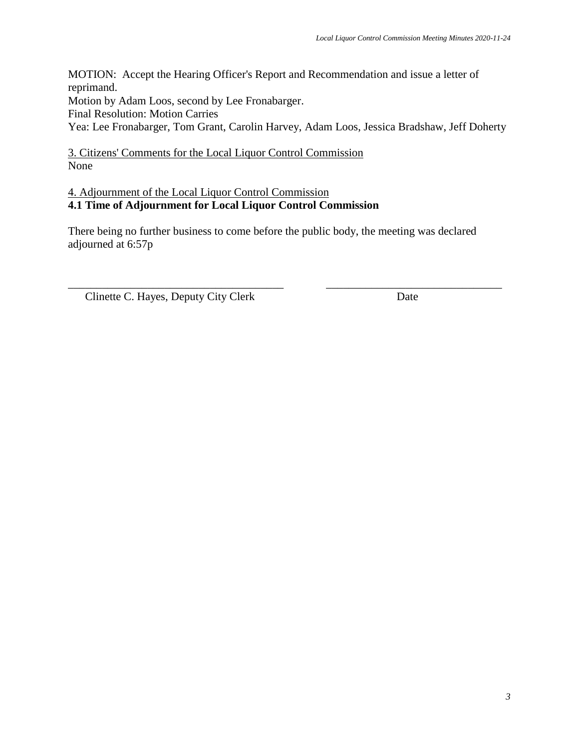MOTION: Accept the Hearing Officer's Report and Recommendation and issue a letter of reprimand.
Motion by Adam Loos, second by Lee Fronabarger.
Final Resolution: Motion Carries
Yea: Lee Fronabarger, Tom Grant, Carolin Harvey, Adam Loos, Jessica Bradshaw, Jeff Doherty

3. Citizens' Comments for the Local Liquor Control Commission
None

4. Adjournment of the Local Liquor Control Commission
**4.1 Time of Adjournment for Local Liquor Control Commission**

There being no further business to come before the public body, the meeting was declared adjourned at 6:57p

_______________________________________ _______________________________

Clinette C. Hayes, Deputy City Clerk Date